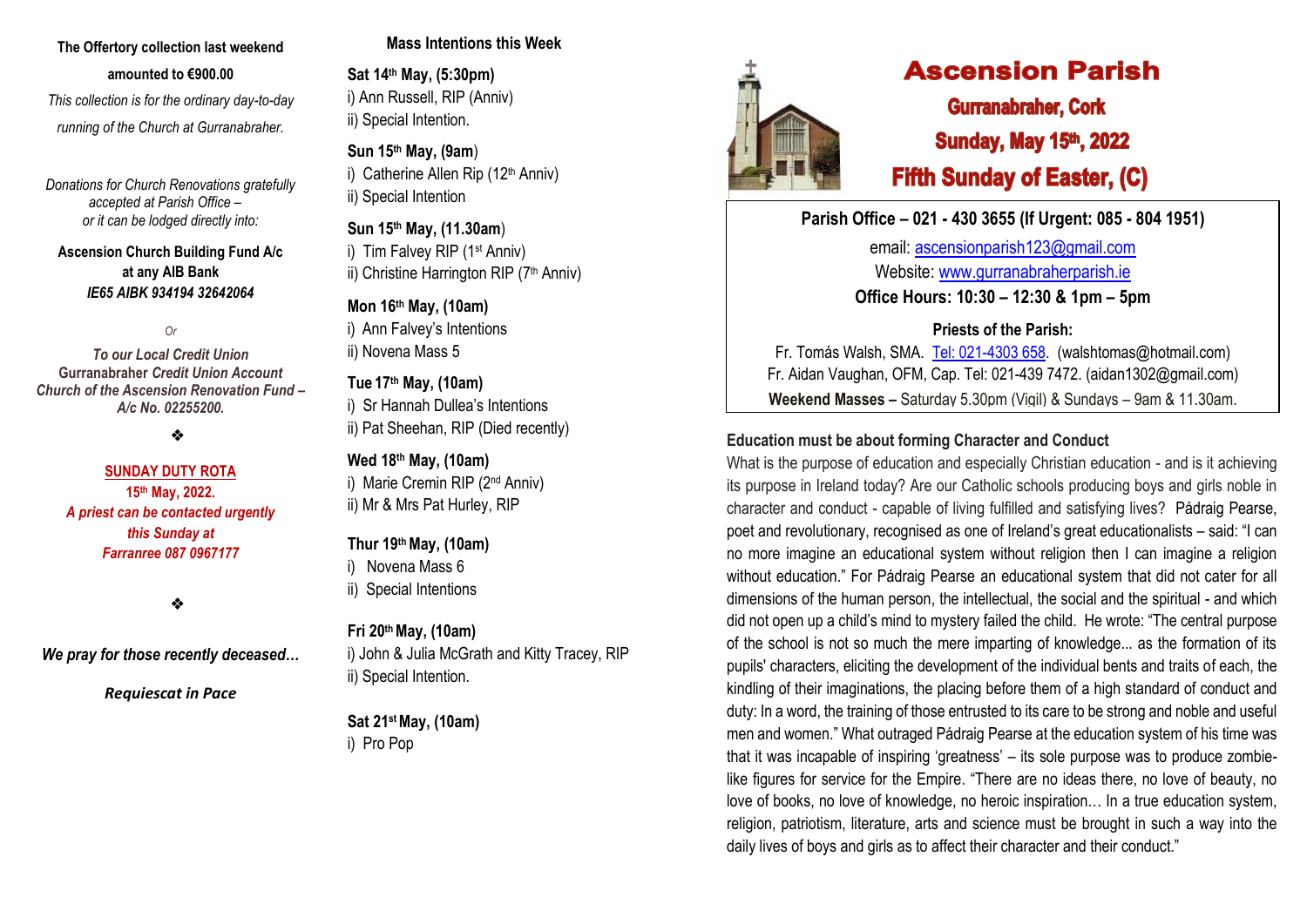**The Offertory collection last weekend amounted to €900.00**

*This collection is for the ordinary day-to-day running of the Church at Gurranabraher.*

*Donations for Church Renovations gratefully accepted at Parish Office – or it can be lodged directly into:*

**Ascension Church Building Fund A/c at any AIB Bank**
***IE65 AIBK 934194 32642064***

*Or*

***To our Local Credit Union***
**Gurranabraher** ***Credit Union Account***
***Church of the Ascension Renovation Fund – A/c No. 02255200.***

❖

**SUNDAY DUTY ROTA**
**15th May, 2022.**
***A priest can be contacted urgently this Sunday at Farranree 087 0967177***

❖

***We pray for those recently deceased…***

***Requiescat in Pace***

## Mass Intentions this Week

**Sat 14th May, (5:30pm)**
i) Ann Russell, RIP (Anniv)
ii) Special Intention.

**Sun 15th May, (9am)**
i) Catherine Allen Rip (12th Anniv)
ii) Special Intention

**Sun 15th May, (11.30am)**
i) Tim Falvey RIP (1st Anniv)
ii) Christine Harrington RIP (7th Anniv)

**Mon 16th May, (10am)**
i) Ann Falvey's Intentions
ii) Novena Mass 5

**Tue 17th May, (10am)**
i) Sr Hannah Dullea's Intentions
ii) Pat Sheehan, RIP (Died recently)

**Wed 18th May, (10am)**
i) Marie Cremin RIP (2nd Anniv)
ii) Mr & Mrs Pat Hurley, RIP

**Thur 19th May, (10am)**
i) Novena Mass 6
ii) Special Intentions

**Fri 20th May, (10am)**
i) John & Julia McGrath and Kitty Tracey, RIP
ii) Special Intention.

**Sat 21st May, (10am)**
i) Pro Pop

# Ascension Parish

## Gurranabraher, Cork

## Sunday, May 15th, 2022

## Fifth Sunday of Easter, (C)

**Parish Office – 021 - 430 3655 (If Urgent: 085 - 804 1951)**

email: ascensionparish123@gmail.com
Website: www.gurranabraherparish.ie
**Office Hours: 10:30 – 12:30 & 1pm – 5pm**

**Priests of the Parish:**
Fr. Tomás Walsh, SMA. Tel: 021-4303 658. (walshtomas@hotmail.com)
Fr. Aidan Vaughan, OFM, Cap. Tel: 021-439 7472. (aidan1302@gmail.com)
**Weekend Masses –** Saturday 5.30pm (Vigil) & Sundays – 9am & 11.30am.

### Education must be about forming Character and Conduct

What is the purpose of education and especially Christian education - and is it achieving its purpose in Ireland today? Are our Catholic schools producing boys and girls noble in character and conduct - capable of living fulfilled and satisfying lives? Pádraig Pearse, poet and revolutionary, recognised as one of Ireland's great educationalists – said: "I can no more imagine an educational system without religion then I can imagine a religion without education." For Pádraig Pearse an educational system that did not cater for all dimensions of the human person, the intellectual, the social and the spiritual - and which did not open up a child's mind to mystery failed the child. He wrote: "The central purpose of the school is not so much the mere imparting of knowledge... as the formation of its pupils' characters, eliciting the development of the individual bents and traits of each, the kindling of their imaginations, the placing before them of a high standard of conduct and duty: In a word, the training of those entrusted to its care to be strong and noble and useful men and women." What outraged Pádraig Pearse at the education system of his time was that it was incapable of inspiring 'greatness' – its sole purpose was to produce zombie-like figures for service for the Empire. "There are no ideas there, no love of beauty, no love of books, no love of knowledge, no heroic inspiration… In a true education system, religion, patriotism, literature, arts and science must be brought in such a way into the daily lives of boys and girls as to affect their character and their conduct."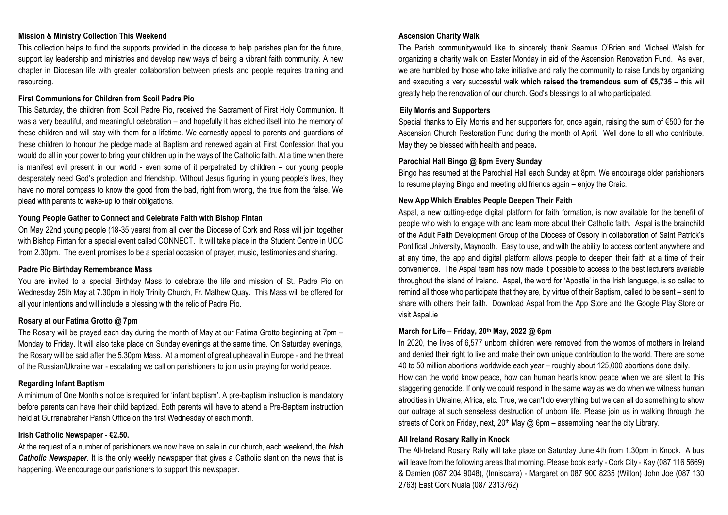### Mission & Ministry Collection This Weekend

This collection helps to fund the supports provided in the diocese to help parishes plan for the future, support lay leadership and ministries and develop new ways of being a vibrant faith community. A new chapter in Diocesan life with greater collaboration between priests and people requires training and resourcing.

### First Communions for Children from Scoil Padre Pio

This Saturday, the children from Scoil Padre Pio, received the Sacrament of First Holy Communion. It was a very beautiful, and meaningful celebration – and hopefully it has etched itself into the memory of these children and will stay with them for a lifetime. We earnestly appeal to parents and guardians of these children to honour the pledge made at Baptism and renewed again at First Confession that you would do all in your power to bring your children up in the ways of the Catholic faith. At a time when there is manifest evil present in our world - even some of it perpetrated by children – our young people desperately need God's protection and friendship. Without Jesus figuring in young people's lives, they have no moral compass to know the good from the bad, right from wrong, the true from the false. We plead with parents to wake-up to their obligations.

### Young People Gather to Connect and Celebrate Faith with Bishop Fintan

On May 22nd young people (18-35 years) from all over the Diocese of Cork and Ross will join together with Bishop Fintan for a special event called CONNECT. It will take place in the Student Centre in UCC from 2.30pm. The event promises to be a special occasion of prayer, music, testimonies and sharing.

### Padre Pio Birthday Remembrance Mass

You are invited to a special Birthday Mass to celebrate the life and mission of St. Padre Pio on Wednesday 25th May at 7.30pm in Holy Trinity Church, Fr. Mathew Quay. This Mass will be offered for all your intentions and will include a blessing with the relic of Padre Pio.

### Rosary at our Fatima Grotto @ 7pm

The Rosary will be prayed each day during the month of May at our Fatima Grotto beginning at 7pm – Monday to Friday. It will also take place on Sunday evenings at the same time. On Saturday evenings, the Rosary will be said after the 5.30pm Mass. At a moment of great upheaval in Europe - and the threat of the Russian/Ukraine war - escalating we call on parishioners to join us in praying for world peace.

### Regarding Infant Baptism

A minimum of One Month's notice is required for 'infant baptism'. A pre-baptism instruction is mandatory before parents can have their child baptized. Both parents will have to attend a Pre-Baptism instruction held at Gurranabraher Parish Office on the first Wednesday of each month.

### Irish Catholic Newspaper - €2.50.

At the request of a number of parishioners we now have on sale in our church, each weekend, the ***Irish Catholic Newspaper***. It is the only weekly newspaper that gives a Catholic slant on the news that is happening. We encourage our parishioners to support this newspaper.

### Ascension Charity Walk

The Parish communitywould like to sincerely thank Seamus O'Brien and Michael Walsh for organizing a charity walk on Easter Monday in aid of the Ascension Renovation Fund. As ever, we are humbled by those who take initiative and rally the community to raise funds by organizing and executing a very successful walk **which raised the tremendous sum of €5,735** – this will greatly help the renovation of our church. God's blessings to all who participated.

### Eily Morris and Supporters

Special thanks to Eily Morris and her supporters for, once again, raising the sum of €500 for the Ascension Church Restoration Fund during the month of April. Well done to all who contribute. May they be blessed with health and peace**.**

### Parochial Hall Bingo @ 8pm Every Sunday

Bingo has resumed at the Parochial Hall each Sunday at 8pm. We encourage older parishioners to resume playing Bingo and meeting old friends again – enjoy the Craic.

### New App Which Enables People Deepen Their Faith

Aspal, a new cutting-edge digital platform for faith formation, is now available for the benefit of people who wish to engage with and learn more about their Catholic faith. Aspal is the brainchild of the Adult Faith Development Group of the Diocese of Ossory in collaboration of Saint Patrick's Pontifical University, Maynooth. Easy to use, and with the ability to access content anywhere and at any time, the app and digital platform allows people to deepen their faith at a time of their convenience. The Aspal team has now made it possible to access to the best lecturers available throughout the island of Ireland. Aspal, the word for 'Apostle' in the Irish language, is so called to remind all those who participate that they are, by virtue of their Baptism, called to be sent – sent to share with others their faith. Download Aspal from the App Store and the Google Play Store or visit Aspal.ie

### March for Life – Friday, 20th May, 2022 @ 6pm

In 2020, the lives of 6,577 unborn children were removed from the wombs of mothers in Ireland and denied their right to live and make their own unique contribution to the world. There are some 40 to 50 million abortions worldwide each year – roughly about 125,000 abortions done daily.

How can the world know peace, how can human hearts know peace when we are silent to this staggering genocide. If only we could respond in the same way as we do when we witness human atrocities in Ukraine, Africa, etc. True, we can't do everything but we can all do something to show our outrage at such senseless destruction of unborn life. Please join us in walking through the streets of Cork on Friday, next, 20th May @ 6pm – assembling near the city Library.

### All Ireland Rosary Rally in Knock

The All-Ireland Rosary Rally will take place on Saturday June 4th from 1.30pm in Knock. A bus will leave from the following areas that morning. Please book early - Cork City - Kay (087 116 5669) & Damien (087 204 9048), (Inniscarra) - Margaret on 087 900 8235 (Wilton) John Joe (087 130 2763) East Cork Nuala (087 2313762)